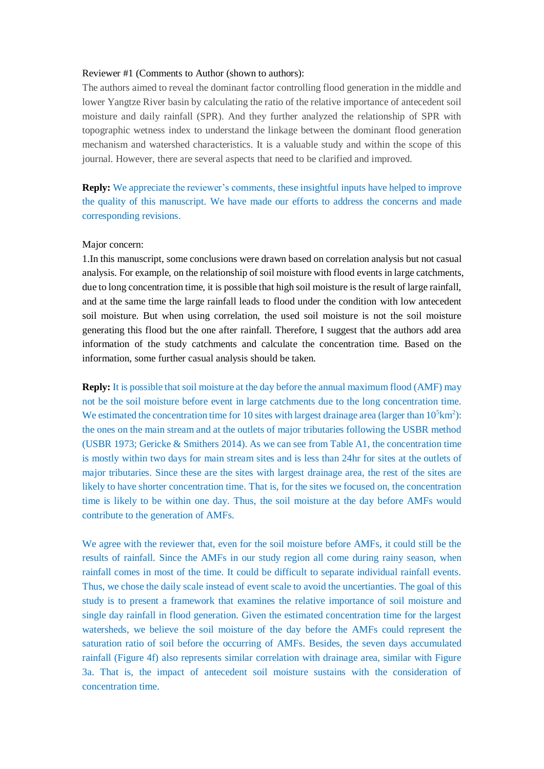Reviewer #1 (Comments to Author (shown to authors):

The authors aimed to reveal the dominant factor controlling flood generation in the middle and lower Yangtze River basin by calculating the ratio of the relative importance of antecedent soil moisture and daily rainfall (SPR). And they further analyzed the relationship of SPR with topographic wetness index to understand the linkage between the dominant flood generation mechanism and watershed characteristics. It is a valuable study and within the scope of this journal. However, there are several aspects that need to be clarified and improved.

**Reply:** We appreciate the reviewer's comments, these insightful inputs have helped to improve the quality of this manuscript. We have made our efforts to address the concerns and made corresponding revisions.

Major concern:

1.In this manuscript, some conclusions were drawn based on correlation analysis but not casual analysis. For example, on the relationship of soil moisture with flood events in large catchments, due to long concentration time, it is possible that high soil moisture is the result of large rainfall, and at the same time the large rainfall leads to flood under the condition with low antecedent soil moisture. But when using correlation, the used soil moisture is not the soil moisture generating this flood but the one after rainfall. Therefore, I suggest that the authors add area information of the study catchments and calculate the concentration time. Based on the information, some further casual analysis should be taken.

**Reply:** It is possible that soil moisture at the day before the annual maximum flood (AMF) may not be the soil moisture before event in large catchments due to the long concentration time. We estimated the concentration time for 10 sites with largest drainage area (larger than $10^5 km^2$): the ones on the main stream and at the outlets of major tributaries following the USBR method (USBR 1973; Gericke & Smithers 2014). As we can see from Table A1, the concentration time is mostly within two days for main stream sites and is less than 24hr for sites at the outlets of major tributaries. Since these are the sites with largest drainage area, the rest of the sites are likely to have shorter concentration time. That is, for the sites we focused on, the concentration time is likely to be within one day. Thus, the soil moisture at the day before AMFs would contribute to the generation of AMFs.

We agree with the reviewer that, even for the soil moisture before AMFs, it could still be the results of rainfall. Since the AMFs in our study region all come during rainy season, when rainfall comes in most of the time. It could be difficult to separate individual rainfall events. Thus, we chose the daily scale instead of event scale to avoid the uncertianties. The goal of this study is to present a framework that examines the relative importance of soil moisture and single day rainfall in flood generation. Given the estimated concentration time for the largest watersheds, we believe the soil moisture of the day before the AMFs could represent the saturation ratio of soil before the occurring of AMFs. Besides, the seven days accumulated rainfall (Figure 4f) also represents similar correlation with drainage area, similar with Figure 3a. That is, the impact of antecedent soil moisture sustains with the consideration of concentration time.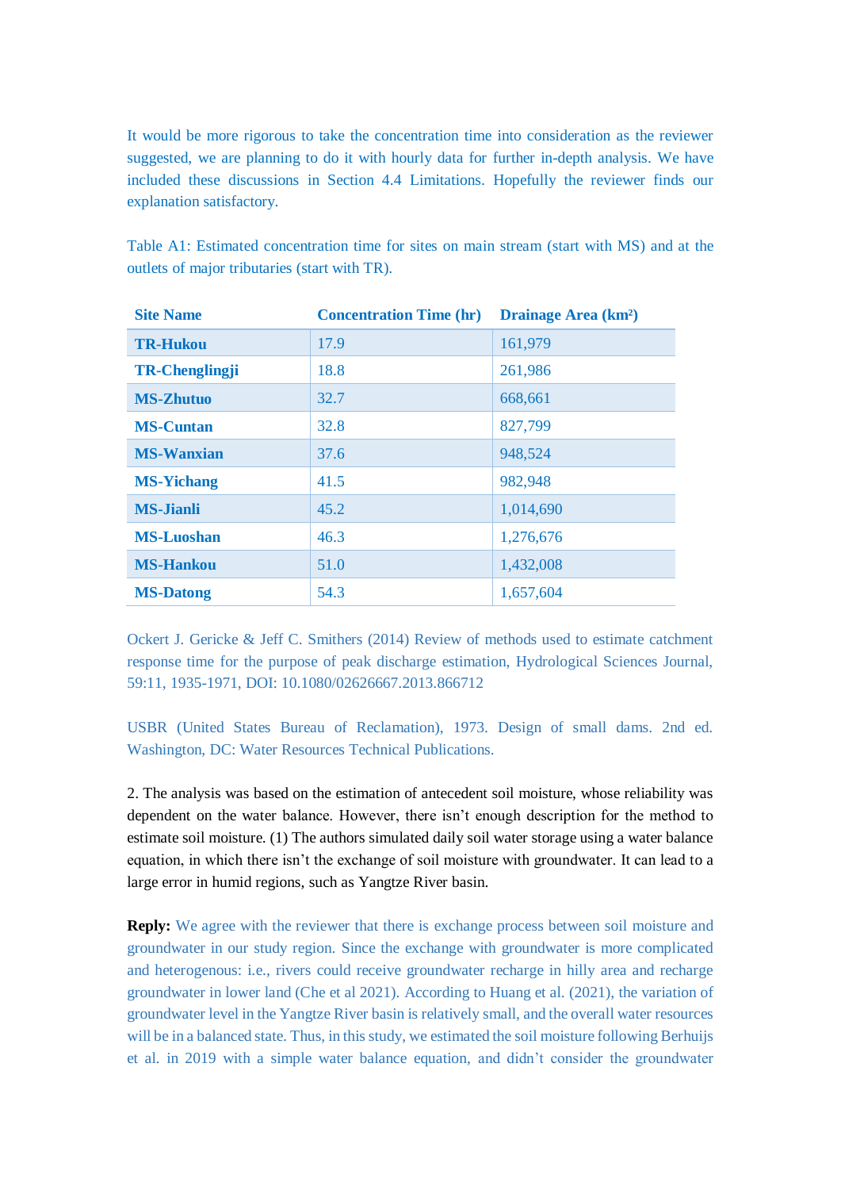It would be more rigorous to take the concentration time into consideration as the reviewer suggested, we are planning to do it with hourly data for further in-depth analysis. We have included these discussions in Section 4.4 Limitations. Hopefully the reviewer finds our explanation satisfactory.

Table A1: Estimated concentration time for sites on main stream (start with MS) and at the outlets of major tributaries (start with TR).

| Site Name | Concentration Time (hr) | Drainage Area (km²) |
|---|---|---|
| **TR-Hukou** | 17.9 | 161,979 |
| **TR-Chenglingji** | 18.8 | 261,986 |
| **MS-Zhutuo** | 32.7 | 668,661 |
| **MS-Cuntan** | 32.8 | 827,799 |
| **MS-Wanxian** | 37.6 | 948,524 |
| **MS-Yichang** | 41.5 | 982,948 |
| **MS-Jianli** | 45.2 | 1,014,690 |
| **MS-Luoshan** | 46.3 | 1,276,676 |
| **MS-Hankou** | 51.0 | 1,432,008 |
| **MS-Datong** | 54.3 | 1,657,604 |

Ockert J. Gericke & Jeff C. Smithers (2014) Review of methods used to estimate catchment response time for the purpose of peak discharge estimation, Hydrological Sciences Journal, 59:11, 1935-1971, DOI: 10.1080/02626667.2013.866712

USBR (United States Bureau of Reclamation), 1973. Design of small dams. 2nd ed. Washington, DC: Water Resources Technical Publications.

2. The analysis was based on the estimation of antecedent soil moisture, whose reliability was dependent on the water balance. However, there isn't enough description for the method to estimate soil moisture. (1) The authors simulated daily soil water storage using a water balance equation, in which there isn't the exchange of soil moisture with groundwater. It can lead to a large error in humid regions, such as Yangtze River basin.

**Reply:** We agree with the reviewer that there is exchange process between soil moisture and groundwater in our study region. Since the exchange with groundwater is more complicated and heterogenous: i.e., rivers could receive groundwater recharge in hilly area and recharge groundwater in lower land (Che et al 2021). According to Huang et al. (2021), the variation of groundwater level in the Yangtze River basin is relatively small, and the overall water resources will be in a balanced state. Thus, in this study, we estimated the soil moisture following Berhuijs et al. in 2019 with a simple water balance equation, and didn't consider the groundwater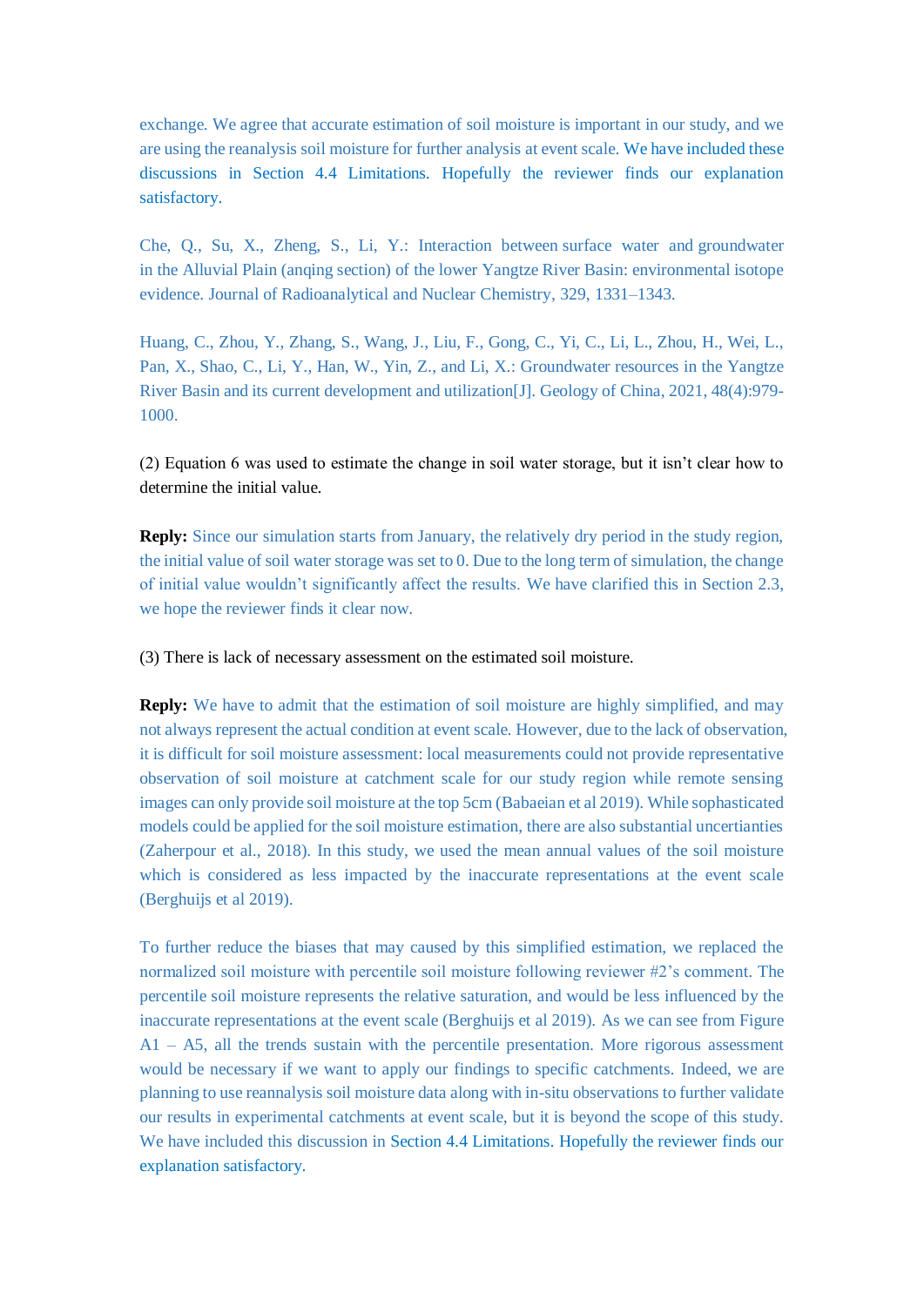exchange. We agree that accurate estimation of soil moisture is important in our study, and we are using the reanalysis soil moisture for further analysis at event scale. We have included these discussions in Section 4.4 Limitations. Hopefully the reviewer finds our explanation satisfactory.

Che, Q., Su, X., Zheng, S., Li, Y.: Interaction between surface water and groundwater in the Alluvial Plain (anqing section) of the lower Yangtze River Basin: environmental isotope evidence. Journal of Radioanalytical and Nuclear Chemistry, 329, 1331–1343.

Huang, C., Zhou, Y., Zhang, S., Wang, J., Liu, F., Gong, C., Yi, C., Li, L., Zhou, H., Wei, L., Pan, X., Shao, C., Li, Y., Han, W., Yin, Z., and Li, X.: Groundwater resources in the Yangtze River Basin and its current development and utilization[J]. Geology of China, 2021, 48(4):979-1000.

(2) Equation 6 was used to estimate the change in soil water storage, but it isn't clear how to determine the initial value.

**Reply:** Since our simulation starts from January, the relatively dry period in the study region, the initial value of soil water storage was set to 0. Due to the long term of simulation, the change of initial value wouldn't significantly affect the results. We have clarified this in Section 2.3, we hope the reviewer finds it clear now.

(3) There is lack of necessary assessment on the estimated soil moisture.

**Reply:** We have to admit that the estimation of soil moisture are highly simplified, and may not always represent the actual condition at event scale. However, due to the lack of observation, it is difficult for soil moisture assessment: local measurements could not provide representative observation of soil moisture at catchment scale for our study region while remote sensing images can only provide soil moisture at the top 5cm (Babaeian et al 2019). While sophisticated models could be applied for the soil moisture estimation, there are also substantial uncertianties (Zaherpour et al., 2018). In this study, we used the mean annual values of the soil moisture which is considered as less impacted by the inaccurate representations at the event scale (Berghuijs et al 2019).

To further reduce the biases that may caused by this simplified estimation, we replaced the normalized soil moisture with percentile soil moisture following reviewer #2's comment. The percentile soil moisture represents the relative saturation, and would be less influenced by the inaccurate representations at the event scale (Berghuijs et al 2019). As we can see from Figure A1 – A5, all the trends sustain with the percentile presentation. More rigorous assessment would be necessary if we want to apply our findings to specific catchments. Indeed, we are planning to use reannalysis soil moisture data along with in-situ observations to further validate our results in experimental catchments at event scale, but it is beyond the scope of this study. We have included this discussion in Section 4.4 Limitations. Hopefully the reviewer finds our explanation satisfactory.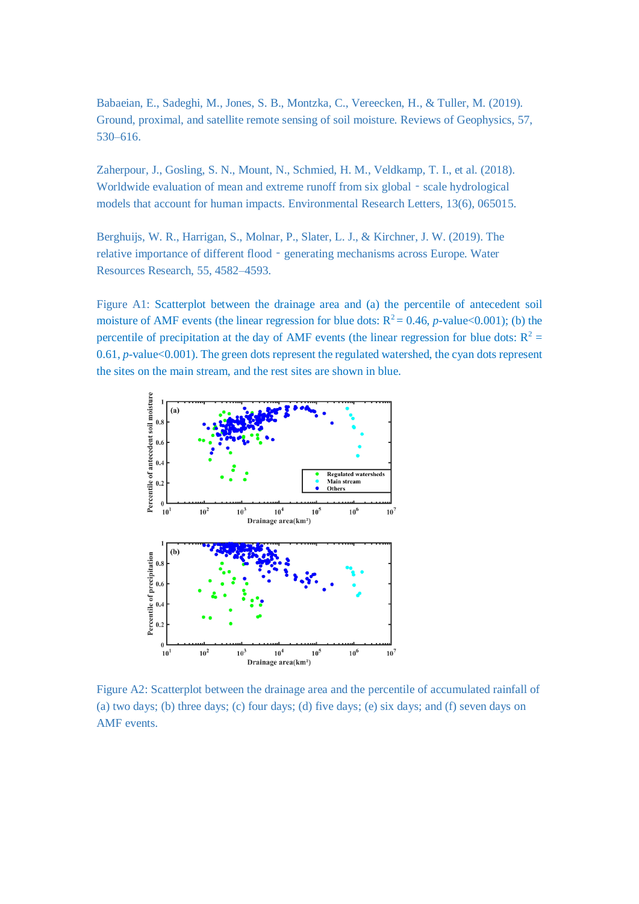Babaeian, E., Sadeghi, M., Jones, S. B., Montzka, C., Vereecken, H., & Tuller, M. (2019). Ground, proximal, and satellite remote sensing of soil moisture. Reviews of Geophysics, 57, 530–616.

Zaherpour, J., Gosling, S. N., Mount, N., Schmied, H. M., Veldkamp, T. I., et al. (2018). Worldwide evaluation of mean and extreme runoff from six global‐scale hydrological models that account for human impacts. Environmental Research Letters, 13(6), 065015.

Berghuijs, W. R., Harrigan, S., Molnar, P., Slater, L. J., & Kirchner, J. W. (2019). The relative importance of different flood‐generating mechanisms across Europe. Water Resources Research, 55, 4582–4593.

Figure A1: Scatterplot between the drainage area and (a) the percentile of antecedent soil moisture of AMF events (the linear regression for blue dots: $R^2 = 0.46$, $p$-value<0.001); (b) the percentile of precipitation at the day of AMF events (the linear regression for blue dots: $R^2 = 0.61$, $p$-value<0.001). The green dots represent the regulated watershed, the cyan dots represent the sites on the main stream, and the rest sites are shown in blue.

Figure A2: Scatterplot between the drainage area and the percentile of accumulated rainfall of (a) two days; (b) three days; (c) four days; (d) five days; (e) six days; and (f) seven days on AMF events.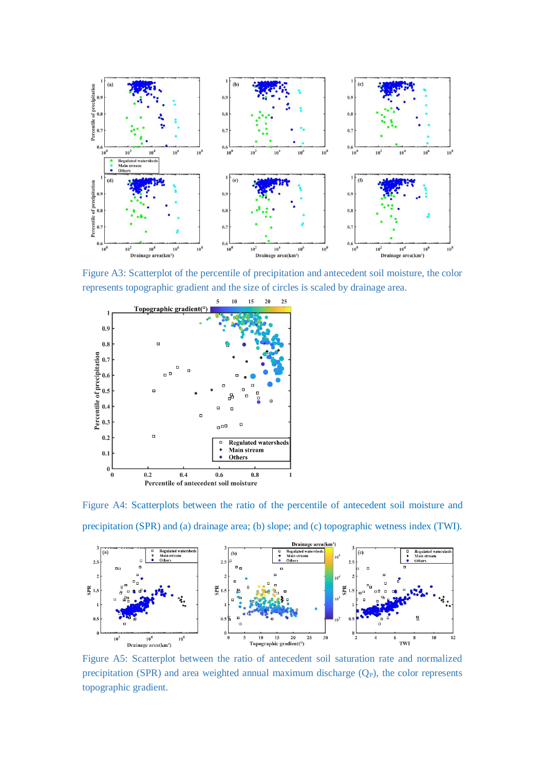Figure A3: Scatterplot of the percentile of precipitation and antecedent soil moisture, the color represents topographic gradient and the size of circles is scaled by drainage area.

Figure A4: Scatterplots between the ratio of the percentile of antecedent soil moisture and precipitation (SPR) and (a) drainage area; (b) slope; and (c) topographic wetness index (TWI).

Figure A5: Scatterplot between the ratio of antecedent soil saturation rate and normalized precipitation (SPR) and area weighted annual maximum discharge ($Q_P$), the color represents topographic gradient.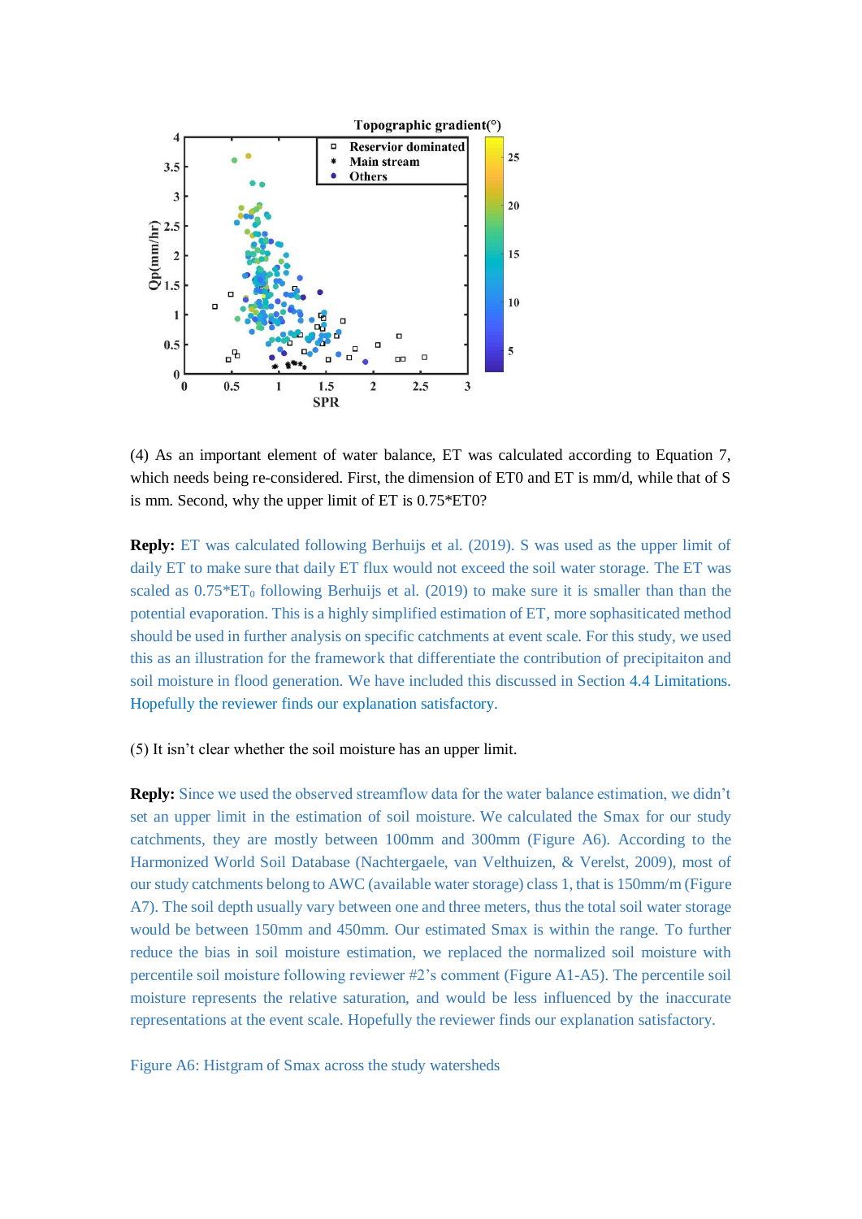(4) As an important element of water balance, ET was calculated according to Equation 7, which needs being re-considered. First, the dimension of ET0 and ET is mm/d, while that of S is mm. Second, why the upper limit of ET is 0.75*ET0?

**Reply:** ET was calculated following Berhuijs et al. (2019). S was used as the upper limit of daily ET to make sure that daily ET flux would not exceed the soil water storage. The ET was scaled as $0.75*ET_0$ following Berhuijs et al. (2019) to make sure it is smaller than than the potential evaporation. This is a highly simplified estimation of ET, more sophasiticated method should be used in further analysis on specific catchments at event scale. For this study, we used this as an illustration for the framework that differentiate the contribution of precipitaiton and soil moisture in flood generation. We have included this discussed in Section 4.4 Limitations. Hopefully the reviewer finds our explanation satisfactory.

(5) It isn't clear whether the soil moisture has an upper limit.

**Reply:** Since we used the observed streamflow data for the water balance estimation, we didn't set an upper limit in the estimation of soil moisture. We calculated the Smax for our study catchments, they are mostly between 100mm and 300mm (Figure A6). According to the Harmonized World Soil Database (Nachtergaele, van Velthuizen, & Verelst, 2009), most of our study catchments belong to AWC (available water storage) class 1, that is 150mm/m (Figure A7). The soil depth usually vary between one and three meters, thus the total soil water storage would be between 150mm and 450mm. Our estimated Smax is within the range. To further reduce the bias in soil moisture estimation, we replaced the normalized soil moisture with percentile soil moisture following reviewer #2's comment (Figure A1-A5). The percentile soil moisture represents the relative saturation, and would be less influenced by the inaccurate representations at the event scale. Hopefully the reviewer finds our explanation satisfactory.

Figure A6: Histgram of Smax across the study watersheds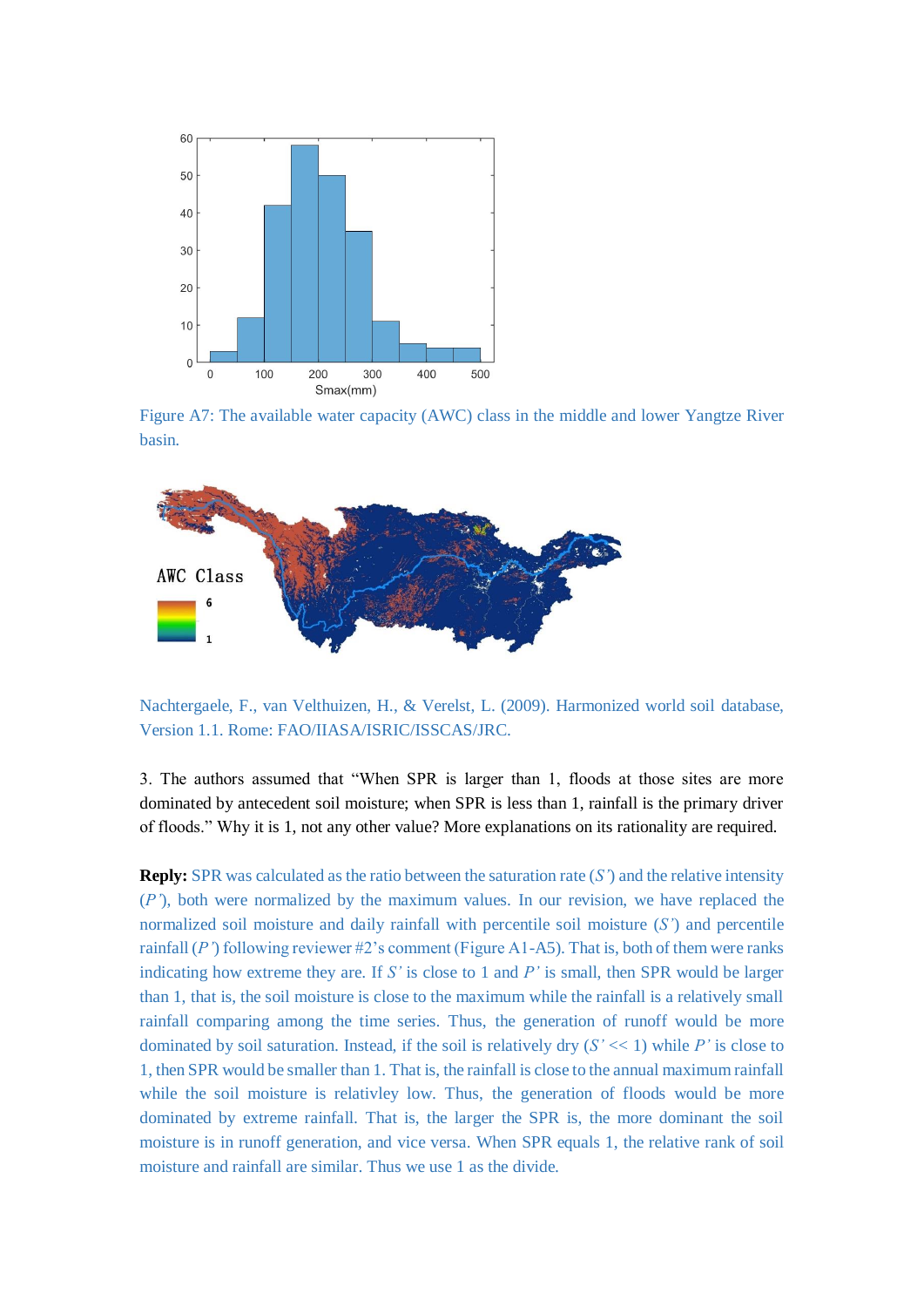Figure A7: The available water capacity (AWC) class in the middle and lower Yangtze River basin.

Nachtergaele, F., van Velthuizen, H., & Verelst, L. (2009). Harmonized world soil database, Version 1.1. Rome: FAO/IIASA/ISRIC/ISSCAS/JRC.

3. The authors assumed that "When SPR is larger than 1, floods at those sites are more dominated by antecedent soil moisture; when SPR is less than 1, rainfall is the primary driver of floods." Why it is 1, not any other value? More explanations on its rationality are required.

**Reply:** SPR was calculated as the ratio between the saturation rate (*S'*) and the relative intensity (*P'*), both were normalized by the maximum values. In our revision, we have replaced the normalized soil moisture and daily rainfall with percentile soil moisture (*S'*) and percentile rainfall (*P'*) following reviewer #2's comment (Figure A1-A5). That is, both of them were ranks indicating how extreme they are. If *S'* is close to 1 and *P'* is small, then SPR would be larger than 1, that is, the soil moisture is close to the maximum while the rainfall is a relatively small rainfall comparing among the time series. Thus, the generation of runoff would be more dominated by soil saturation. Instead, if the soil is relatively dry ($S' << 1$) while *P'* is close to 1, then SPR would be smaller than 1. That is, the rainfall is close to the annual maximum rainfall while the soil moisture is relativley low. Thus, the generation of floods would be more dominated by extreme rainfall. That is, the larger the SPR is, the more dominant the soil moisture is in runoff generation, and vice versa. When SPR equals 1, the relative rank of soil moisture and rainfall are similar. Thus we use 1 as the divide.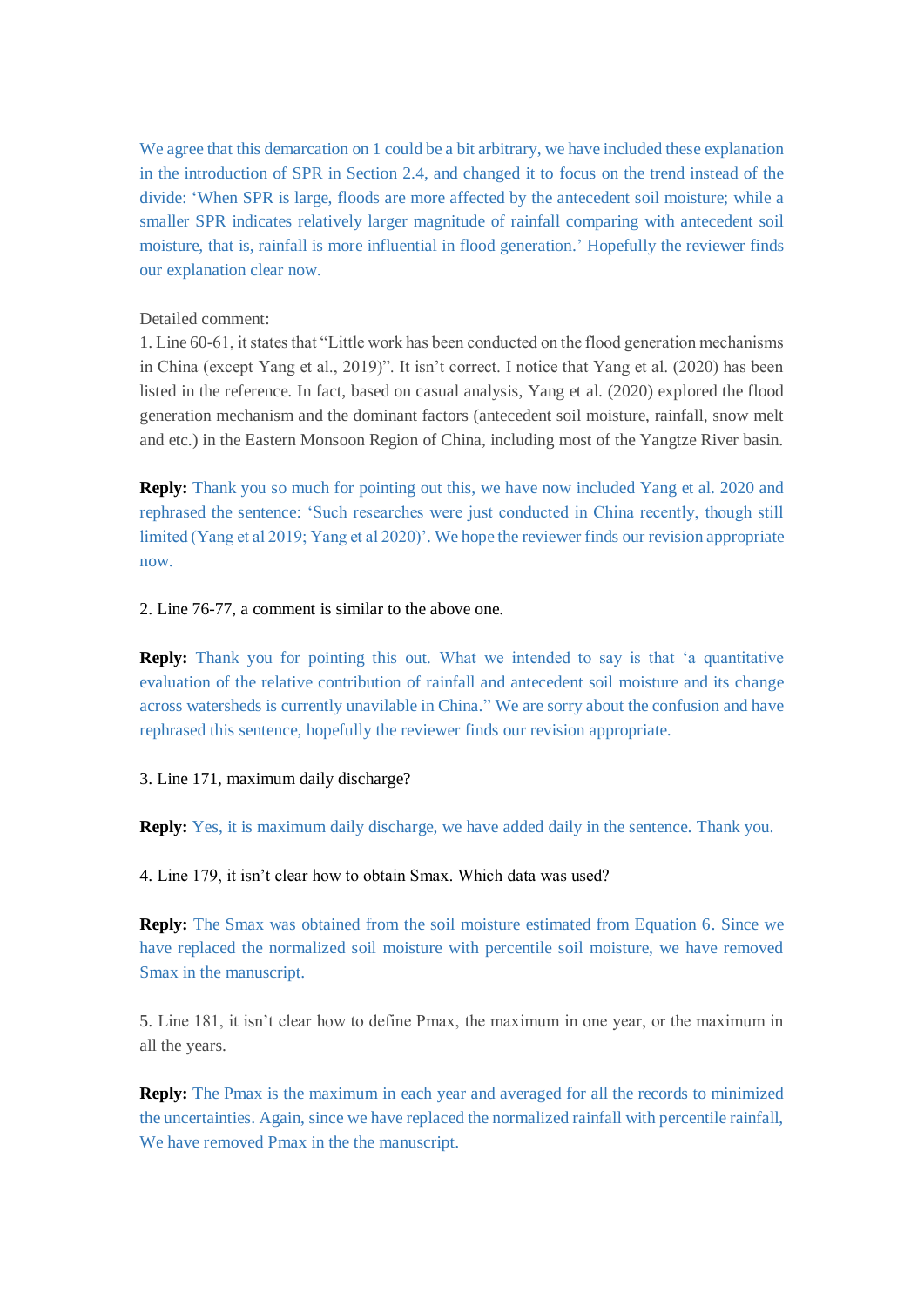We agree that this demarcation on 1 could be a bit arbitrary, we have included these explanation in the introduction of SPR in Section 2.4, and changed it to focus on the trend instead of the divide: 'When SPR is large, floods are more affected by the antecedent soil moisture; while a smaller SPR indicates relatively larger magnitude of rainfall comparing with antecedent soil moisture, that is, rainfall is more influential in flood generation.' Hopefully the reviewer finds our explanation clear now.

Detailed comment:

1. Line 60-61, it states that "Little work has been conducted on the flood generation mechanisms in China (except Yang et al., 2019)". It isn't correct. I notice that Yang et al. (2020) has been listed in the reference. In fact, based on casual analysis, Yang et al. (2020) explored the flood generation mechanism and the dominant factors (antecedent soil moisture, rainfall, snow melt and etc.) in the Eastern Monsoon Region of China, including most of the Yangtze River basin.

**Reply:** Thank you so much for pointing out this, we have now included Yang et al. 2020 and rephrased the sentence: 'Such researches were just conducted in China recently, though still limited (Yang et al 2019; Yang et al 2020)'. We hope the reviewer finds our revision appropriate now.

2. Line 76-77, a comment is similar to the above one.

**Reply:** Thank you for pointing this out. What we intended to say is that 'a quantitative evaluation of the relative contribution of rainfall and antecedent soil moisture and its change across watersheds is currently unavilable in China." We are sorry about the confusion and have rephrased this sentence, hopefully the reviewer finds our revision appropriate.

3. Line 171, maximum daily discharge?

**Reply:** Yes, it is maximum daily discharge, we have added daily in the sentence. Thank you.

4. Line 179, it isn't clear how to obtain Smax. Which data was used?

**Reply:** The Smax was obtained from the soil moisture estimated from Equation 6. Since we have replaced the normalized soil moisture with percentile soil moisture, we have removed Smax in the manuscript.

5. Line 181, it isn't clear how to define Pmax, the maximum in one year, or the maximum in all the years.

**Reply:** The Pmax is the maximum in each year and averaged for all the records to minimized the uncertainties. Again, since we have replaced the normalized rainfall with percentile rainfall, We have removed Pmax in the the manuscript.